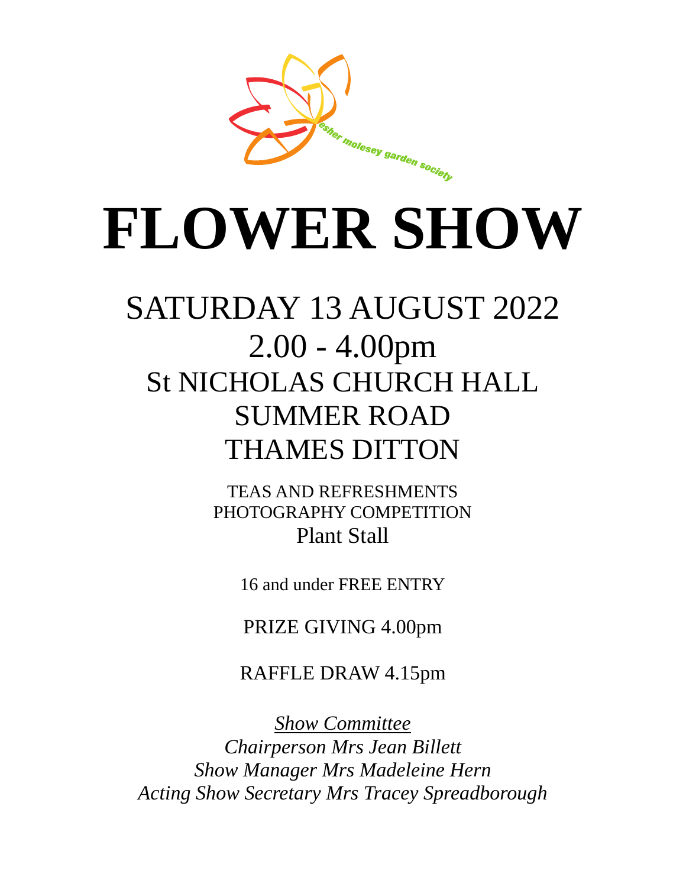esher molesey garden society

# FLOWER SHOW

## SATURDAY 13 AUGUST 2022

## 2.00 - 4.00pm

## St NICHOLAS CHURCH HALL
## SUMMER ROAD
## THAMES DITTON

TEAS AND REFRESHMENTS
PHOTOGRAPHY COMPETITION
Plant Stall

16 and under FREE ENTRY

PRIZE GIVING 4.00pm

RAFFLE DRAW 4.15pm

*Show Committee*
*Chairperson Mrs Jean Billett*
*Show Manager Mrs Madeleine Hern*
*Acting Show Secretary Mrs Tracey Spreadborough*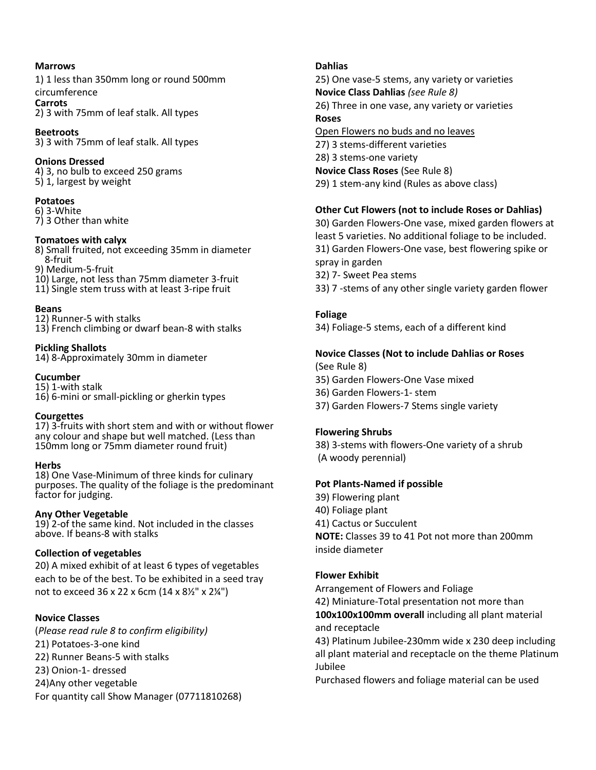**Marrows**

1) 1 less than 350mm long or round 500mm circumference

**Carrots**

2) 3 with 75mm of leaf stalk. All types

**Beetroots**

3) 3 with 75mm of leaf stalk. All types

**Onions Dressed**

4) 3, no bulb to exceed 250 grams
5) 1, largest by weight

**Potatoes**

6) 3-White
7) 3 Other than white

**Tomatoes with calyx**

8) Small fruited, not exceeding 35mm in diameter 8-fruit
9) Medium-5-fruit
10) Large, not less than 75mm diameter 3-fruit
11) Single stem truss with at least 3-ripe fruit

**Beans**

12) Runner-5 with stalks
13) French climbing or dwarf bean-8 with stalks

**Pickling Shallots**

14) 8-Approximately 30mm in diameter

**Cucumber**

15) 1-with stalk
16) 6-mini or small-pickling or gherkin types

**Courgettes**

17) 3-fruits with short stem and with or without flower any colour and shape but well matched. (Less than 150mm long or 75mm diameter round fruit)

**Herbs**

18) One Vase-Minimum of three kinds for culinary purposes. The quality of the foliage is the predominant factor for judging.

**Any Other Vegetable**

19) 2-of the same kind. Not included in the classes above. If beans-8 with stalks

**Collection of vegetables**

20) A mixed exhibit of at least 6 types of vegetables each to be of the best. To be exhibited in a seed tray not to exceed 36 x 22 x 6cm (14 x 8½" x 2¼")

**Novice Classes**

(*Please read rule 8 to confirm eligibility)*

21) Potatoes-3-one kind
22) Runner Beans-5 with stalks
23) Onion-1- dressed
24)Any other vegetable

For quantity call Show Manager (07711810268)

**Dahlias**

25) One vase-5 stems, any variety or varieties

**Novice Class Dahlias** *(see Rule 8)*

26) Three in one vase, any variety or varieties

**Roses**

<u>Open Flowers no buds and no leaves</u>

27) 3 stems-different varieties
28) 3 stems-one variety

**Novice Class Roses** (See Rule 8)

29) 1 stem-any kind (Rules as above class)

**Other Cut Flowers (not to include Roses or Dahlias)**

30) Garden Flowers-One vase, mixed garden flowers at least 5 varieties. No additional foliage to be included.
31) Garden Flowers-One vase, best flowering spike or spray in garden
32) 7- Sweet Pea stems
33) 7 -stems of any other single variety garden flower

**Foliage**

34) Foliage-5 stems, each of a different kind

**Novice Classes (Not to include Dahlias or Roses**

(See Rule 8)

35) Garden Flowers-One Vase mixed
36) Garden Flowers-1- stem
37) Garden Flowers-7 Stems single variety

**Flowering Shrubs**

38) 3-stems with flowers-One variety of a shrub (A woody perennial)

**Pot Plants-Named if possible**

39) Flowering plant
40) Foliage plant
41) Cactus or Succulent

**NOTE:** Classes 39 to 41 Pot not more than 200mm inside diameter

**Flower Exhibit**

Arrangement of Flowers and Foliage

42) Miniature-Total presentation not more than **100x100x100mm overall** including all plant material and receptacle
43) Platinum Jubilee-230mm wide x 230 deep including all plant material and receptacle on the theme Platinum Jubilee

Purchased flowers and foliage material can be used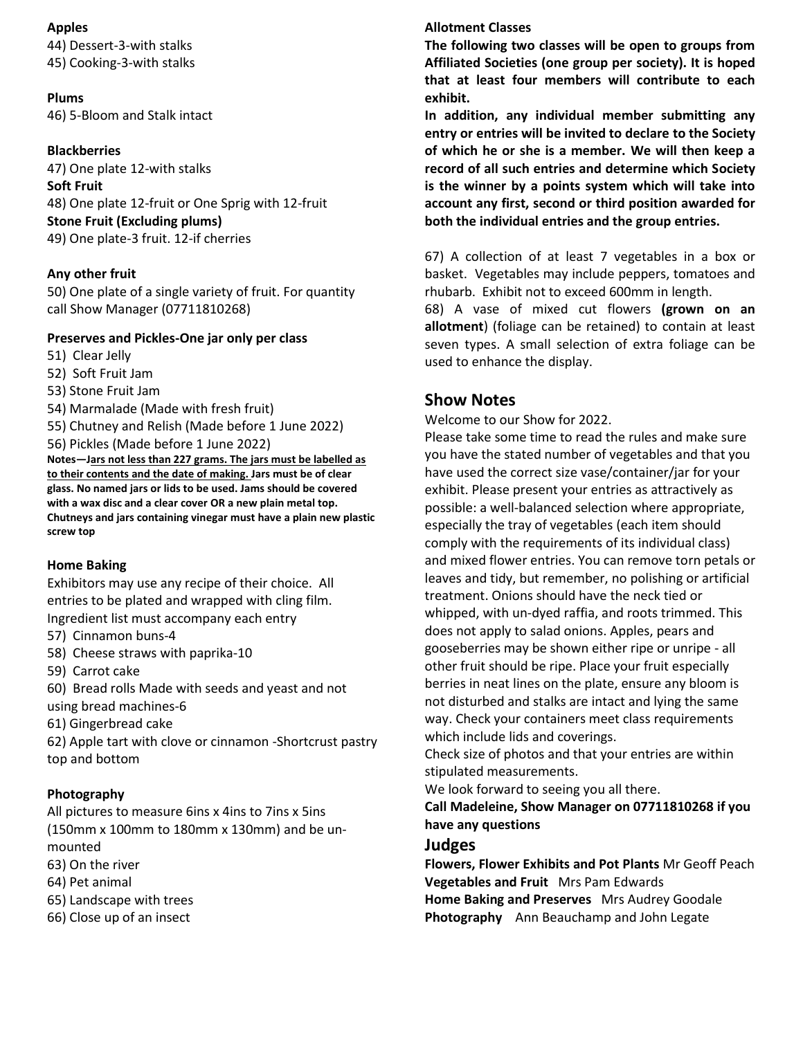**Apples**

44) Dessert-3-with stalks
45) Cooking-3-with stalks

**Plums**

46) 5-Bloom and Stalk intact

**Blackberries**

47) One plate 12-with stalks

**Soft Fruit**

48) One plate 12-fruit or One Sprig with 12-fruit

**Stone Fruit (Excluding plums)**

49) One plate-3 fruit. 12-if cherries

**Any other fruit**

50) One plate of a single variety of fruit. For quantity call Show Manager (07711810268)

**Preserves and Pickles-One jar only per class**

51) Clear Jelly
52) Soft Fruit Jam
53) Stone Fruit Jam
54) Marmalade (Made with fresh fruit)
55) Chutney and Relish (Made before 1 June 2022)
56) Pickles (Made before 1 June 2022)

**Notes—Jars not less than 227 grams. The jars must be labelled as to their contents and the date of making. Jars must be of clear glass. No named jars or lids to be used. Jams should be covered with a wax disc and a clear cover OR a new plain metal top. Chutneys and jars containing vinegar must have a plain new plastic screw top**

**Home Baking**

Exhibitors may use any recipe of their choice. All entries to be plated and wrapped with cling film. Ingredient list must accompany each entry

57) Cinnamon buns-4
58) Cheese straws with paprika-10
59) Carrot cake
60) Bread rolls Made with seeds and yeast and not using bread machines-6
61) Gingerbread cake
62) Apple tart with clove or cinnamon -Shortcrust pastry top and bottom

**Photography**

All pictures to measure 6ins x 4ins to 7ins x 5ins (150mm x 100mm to 180mm x 130mm) and be un-mounted

63) On the river
64) Pet animal
65) Landscape with trees
66) Close up of an insect

**Allotment Classes**

**The following two classes will be open to groups from Affiliated Societies (one group per society). It is hoped that at least four members will contribute to each exhibit.**

**In addition, any individual member submitting any entry or entries will be invited to declare to the Society of which he or she is a member. We will then keep a record of all such entries and determine which Society is the winner by a points system which will take into account any first, second or third position awarded for both the individual entries and the group entries.**

67) A collection of at least 7 vegetables in a box or basket. Vegetables may include peppers, tomatoes and rhubarb. Exhibit not to exceed 600mm in length.
68) A vase of mixed cut flowers **(grown on an allotment**) (foliage can be retained) to contain at least seven types. A small selection of extra foliage can be used to enhance the display.

## Show Notes

Welcome to our Show for 2022.

Please take some time to read the rules and make sure you have the stated number of vegetables and that you have used the correct size vase/container/jar for your exhibit. Please present your entries as attractively as possible: a well-balanced selection where appropriate, especially the tray of vegetables (each item should comply with the requirements of its individual class) and mixed flower entries. You can remove torn petals or leaves and tidy, but remember, no polishing or artificial treatment. Onions should have the neck tied or whipped, with un-dyed raffia, and roots trimmed. This does not apply to salad onions. Apples, pears and gooseberries may be shown either ripe or unripe - all other fruit should be ripe. Place your fruit especially berries in neat lines on the plate, ensure any bloom is not disturbed and stalks are intact and lying the same way. Check your containers meet class requirements which include lids and coverings.

Check size of photos and that your entries are within stipulated measurements.

We look forward to seeing you all there.

**Call Madeleine, Show Manager on 07711810268 if you have any questions**

## Judges

**Flowers, Flower Exhibits and Pot Plants** Mr Geoff Peach
**Vegetables and Fruit** Mrs Pam Edwards
**Home Baking and Preserves** Mrs Audrey Goodale
**Photography** Ann Beauchamp and John Legate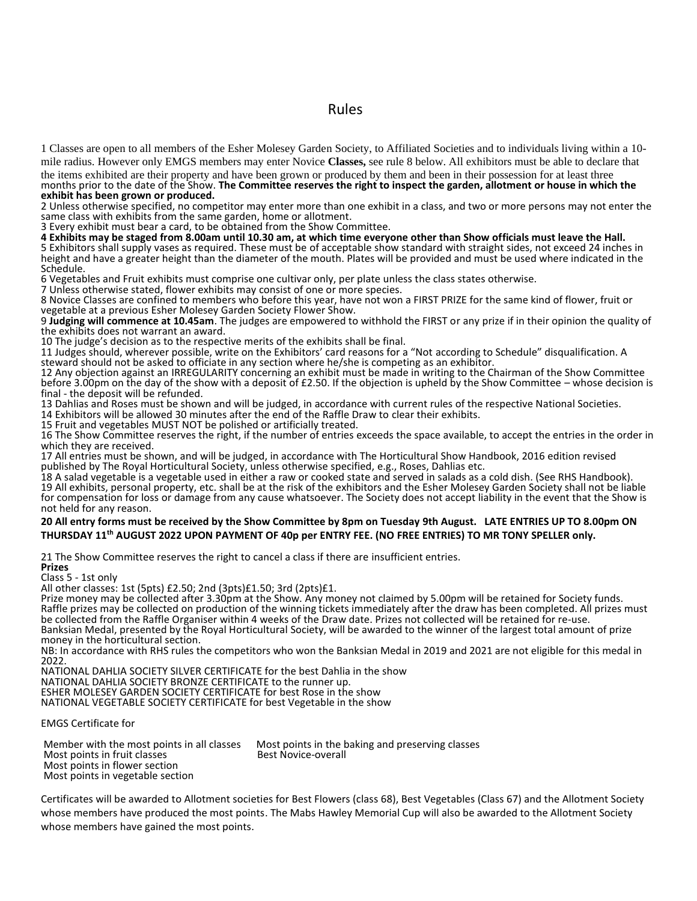# Rules

1 Classes are open to all members of the Esher Molesey Garden Society, to Affiliated Societies and to individuals living within a 10-mile radius. However only EMGS members may enter Novice **Classes,** see rule 8 below. All exhibitors must be able to declare that the items exhibited are their property and have been grown or produced by them and been in their possession for at least three months prior to the date of the Show. **The Committee reserves the right to inspect the garden, allotment or house in which the exhibit has been grown or produced.**

2 Unless otherwise specified, no competitor may enter more than one exhibit in a class, and two or more persons may not enter the same class with exhibits from the same garden, home or allotment.

3 Every exhibit must bear a card, to be obtained from the Show Committee.

**4 Exhibits may be staged from 8.00am until 10.30 am, at which time everyone other than Show officials must leave the Hall.**

5 Exhibitors shall supply vases as required. These must be of acceptable show standard with straight sides, not exceed 24 inches in height and have a greater height than the diameter of the mouth. Plates will be provided and must be used where indicated in the Schedule.

6 Vegetables and Fruit exhibits must comprise one cultivar only, per plate unless the class states otherwise.

7 Unless otherwise stated, flower exhibits may consist of one or more species.

8 Novice Classes are confined to members who before this year, have not won a FIRST PRIZE for the same kind of flower, fruit or vegetable at a previous Esher Molesey Garden Society Flower Show.

9 **Judging will commence at 10.45am**. The judges are empowered to withhold the FIRST or any prize if in their opinion the quality of the exhibits does not warrant an award.

10 The judge's decision as to the respective merits of the exhibits shall be final.

11 Judges should, wherever possible, write on the Exhibitors' card reasons for a "Not according to Schedule" disqualification. A steward should not be asked to officiate in any section where he/she is competing as an exhibitor.

12 Any objection against an IRREGULARITY concerning an exhibit must be made in writing to the Chairman of the Show Committee before 3.00pm on the day of the show with a deposit of £2.50. If the objection is upheld by the Show Committee – whose decision is final - the deposit will be refunded.

13 Dahlias and Roses must be shown and will be judged, in accordance with current rules of the respective National Societies.

14 Exhibitors will be allowed 30 minutes after the end of the Raffle Draw to clear their exhibits.

15 Fruit and vegetables MUST NOT be polished or artificially treated.

16 The Show Committee reserves the right, if the number of entries exceeds the space available, to accept the entries in the order in which they are received.

17 All entries must be shown, and will be judged, in accordance with The Horticultural Show Handbook, 2016 edition revised published by The Royal Horticultural Society, unless otherwise specified, e.g., Roses, Dahlias etc.

18 A salad vegetable is a vegetable used in either a raw or cooked state and served in salads as a cold dish. (See RHS Handbook).

19 All exhibits, personal property, etc. shall be at the risk of the exhibitors and the Esher Molesey Garden Society shall not be liable for compensation for loss or damage from any cause whatsoever. The Society does not accept liability in the event that the Show is not held for any reason.

**20 All entry forms must be received by the Show Committee by 8pm on Tuesday 9th August. LATE ENTRIES UP TO 8.00pm ON THURSDAY 11th AUGUST 2022 UPON PAYMENT OF 40p per ENTRY FEE. (NO FREE ENTRIES) TO MR TONY SPELLER only.**

21 The Show Committee reserves the right to cancel a class if there are insufficient entries.

**Prizes**

Class 5 - 1st only

All other classes: 1st (5pts) £2.50; 2nd (3pts)£1.50; 3rd (2pts)£1.

Prize money may be collected after 3.30pm at the Show. Any money not claimed by 5.00pm will be retained for Society funds. Raffle prizes may be collected on production of the winning tickets immediately after the draw has been completed. All prizes must be collected from the Raffle Organiser within 4 weeks of the Draw date. Prizes not collected will be retained for re-use.

Banksian Medal, presented by the Royal Horticultural Society, will be awarded to the winner of the largest total amount of prize money in the horticultural section.

NB: In accordance with RHS rules the competitors who won the Banksian Medal in 2019 and 2021 are not eligible for this medal in 2022.

NATIONAL DAHLIA SOCIETY SILVER CERTIFICATE for the best Dahlia in the show
NATIONAL DAHLIA SOCIETY BRONZE CERTIFICATE to the runner up.
ESHER MOLESEY GARDEN SOCIETY CERTIFICATE for best Rose in the show
NATIONAL VEGETABLE SOCIETY CERTIFICATE for best Vegetable in the show

EMGS Certificate for

Member with the most points in all classes
Most points in fruit classes
Most points in flower section
Most points in vegetable section
Most points in the baking and preserving classes
Best Novice-overall

Certificates will be awarded to Allotment societies for Best Flowers (class 68), Best Vegetables (Class 67) and the Allotment Society whose members have produced the most points. The Mabs Hawley Memorial Cup will also be awarded to the Allotment Society whose members have gained the most points.